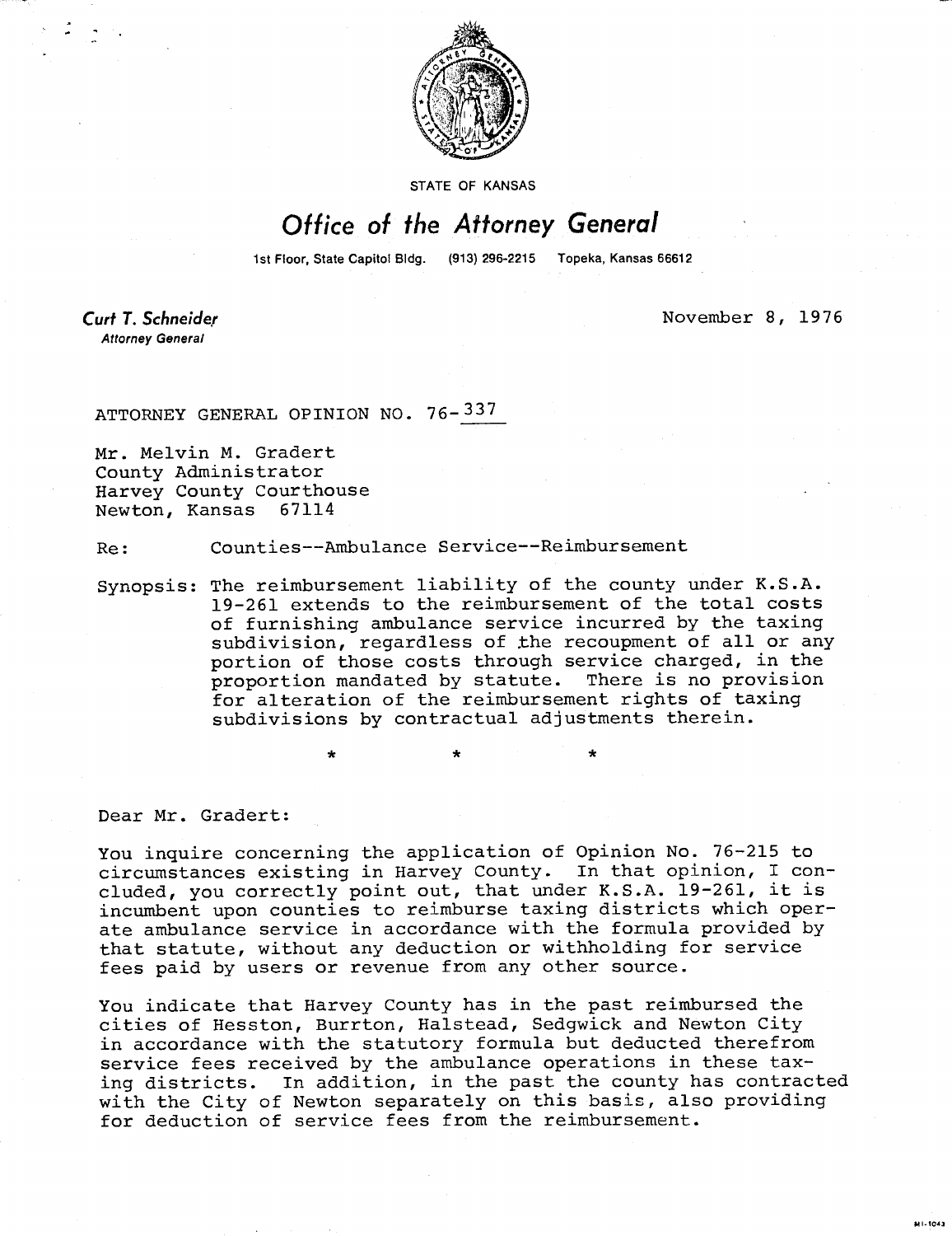STATE OF KANSAS

# Office of the Attorney General

1st Floor, State Capitol Bldg. (913) 296-2215 Topeka, Kansas 66612

**Curt T. Schneider**
*Attorney General*

November 8, 1976

ATTORNEY GENERAL OPINION NO. 76-337

Mr. Melvin M. Gradert
County Administrator
Harvey County Courthouse
Newton, Kansas 67114

Re: Counties--Ambulance Service--Reimbursement

Synopsis: The reimbursement liability of the county under K.S.A. 19-261 extends to the reimbursement of the total costs of furnishing ambulance service incurred by the taxing subdivision, regardless of the recoupment of all or any portion of those costs through service charged, in the proportion mandated by statute. There is no provision for alteration of the reimbursement rights of taxing subdivisions by contractual adjustments therein.

\* \* \*

Dear Mr. Gradert:

You inquire concerning the application of Opinion No. 76-215 to circumstances existing in Harvey County. In that opinion, I concluded, you correctly point out, that under K.S.A. 19-261, it is incumbent upon counties to reimburse taxing districts which operate ambulance service in accordance with the formula provided by that statute, without any deduction or withholding for service fees paid by users or revenue from any other source.

You indicate that Harvey County has in the past reimbursed the cities of Hesston, Burrton, Halstead, Sedgwick and Newton City in accordance with the statutory formula but deducted therefrom service fees received by the ambulance operations in these taxing districts. In addition, in the past the county has contracted with the City of Newton separately on this basis, also providing for deduction of service fees from the reimbursement.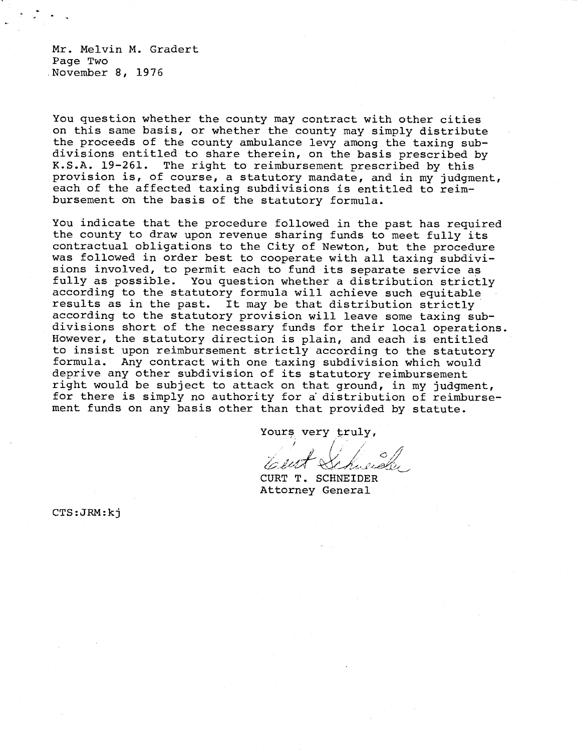Mr. Melvin M. Gradert
Page Two
November 8, 1976

You question whether the county may contract with other cities on this same basis, or whether the county may simply distribute the proceeds of the county ambulance levy among the taxing subdivisions entitled to share therein, on the basis prescribed by K.S.A. 19-261. The right to reimbursement prescribed by this provision is, of course, a statutory mandate, and in my judgment, each of the affected taxing subdivisions is entitled to reimbursement on the basis of the statutory formula.

You indicate that the procedure followed in the past has required the county to draw upon revenue sharing funds to meet fully its contractual obligations to the City of Newton, but the procedure was followed in order best to cooperate with all taxing subdivisions involved, to permit each to fund its separate service as fully as possible. You question whether a distribution strictly according to the statutory formula will achieve such equitable results as in the past. It may be that distribution strictly according to the statutory provision will leave some taxing subdivisions short of the necessary funds for their local operations. However, the statutory direction is plain, and each is entitled to insist upon reimbursement strictly according to the statutory formula. Any contract with one taxing subdivision which would deprive any other subdivision of its statutory reimbursement right would be subject to attack on that ground, in my judgment, for there is simply no authority for a distribution of reimbursement funds on any basis other than that provided by statute.

Yours very truly,

CURT T. SCHNEIDER
Attorney General

CTS:JRM:kj